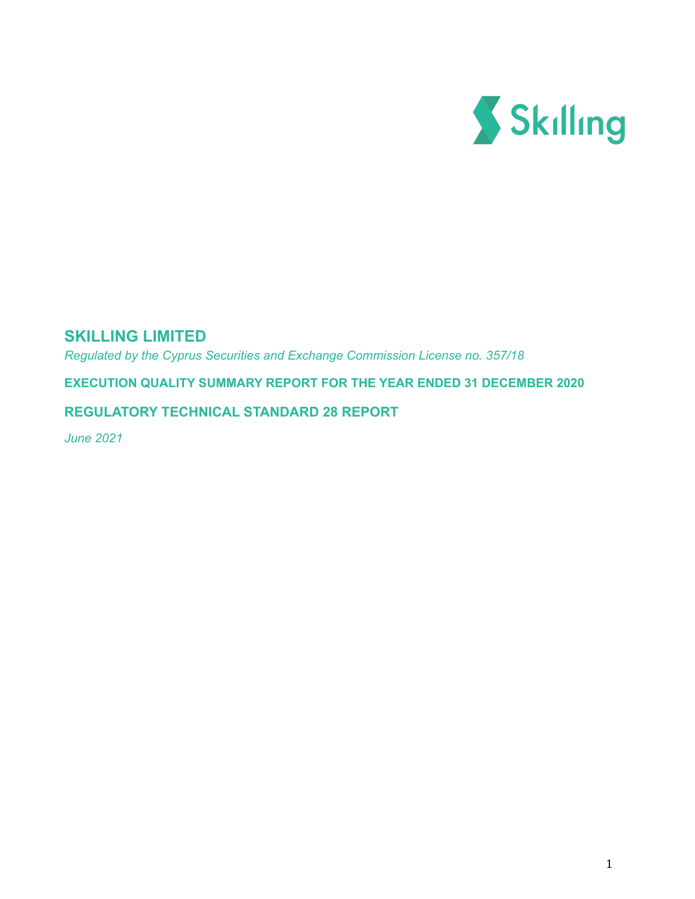Skilling

# SKILLING LIMITED

*Regulated by the Cyprus Securities and Exchange Commission License no. 357/18*

**EXECUTION QUALITY SUMMARY REPORT FOR THE YEAR ENDED 31 DECEMBER 2020**

**REGULATORY TECHNICAL STANDARD 28 REPORT**

*June 2021*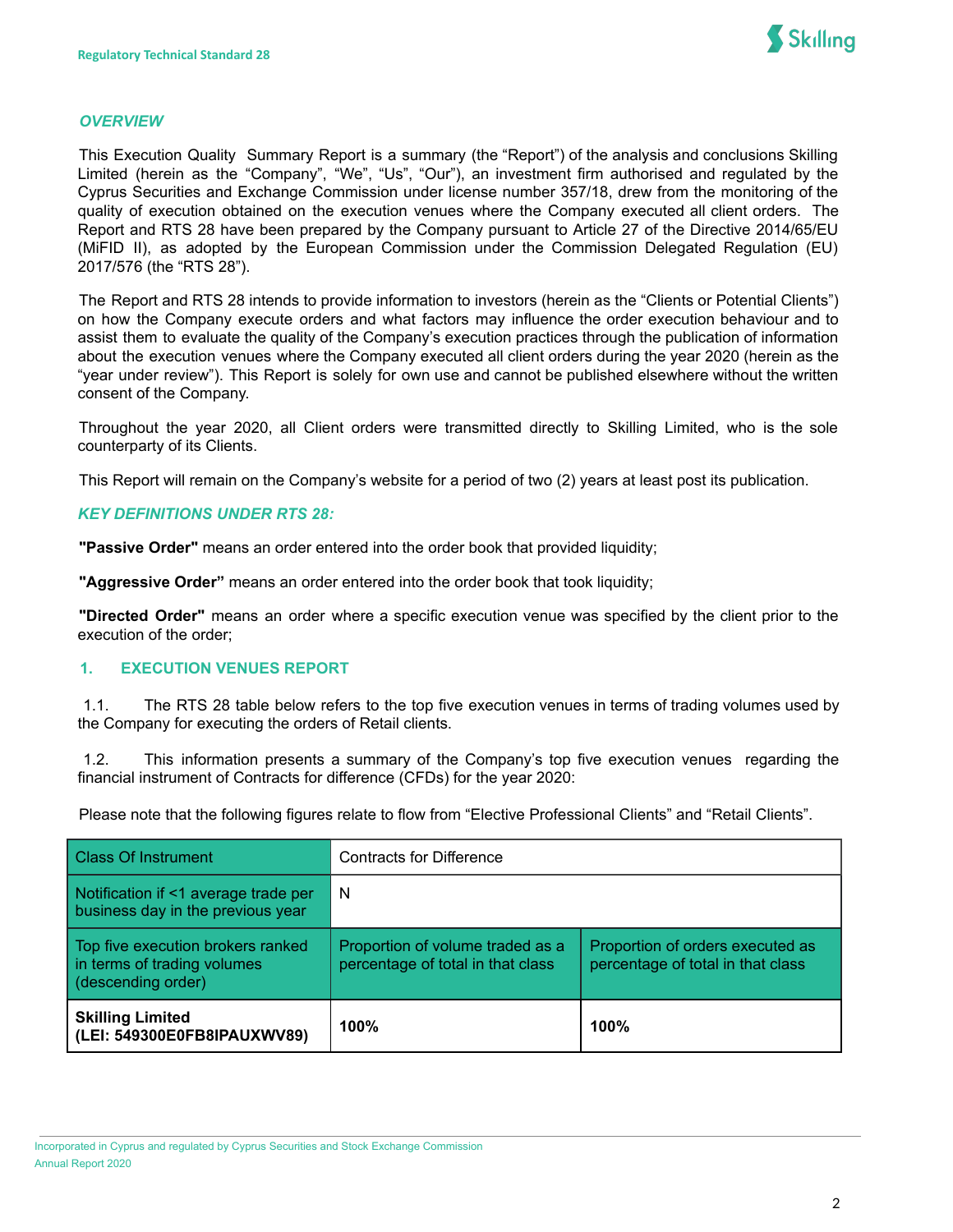### *OVERVIEW*

This Execution Quality Summary Report is a summary (the "Report") of the analysis and conclusions Skilling Limited (herein as the "Company", "We", "Us", "Our"), an investment firm authorised and regulated by the Cyprus Securities and Exchange Commission under license number 357/18, drew from the monitoring of the quality of execution obtained on the execution venues where the Company executed all client orders. The Report and RTS 28 have been prepared by the Company pursuant to Article 27 of the Directive 2014/65/EU (MiFID II), as adopted by the European Commission under the Commission Delegated Regulation (EU) 2017/576 (the "RTS 28").

The Report and RTS 28 intends to provide information to investors (herein as the "Clients or Potential Clients") on how the Company execute orders and what factors may influence the order execution behaviour and to assist them to evaluate the quality of the Company's execution practices through the publication of information about the execution venues where the Company executed all client orders during the year 2020 (herein as the "year under review"). This Report is solely for own use and cannot be published elsewhere without the written consent of the Company.

Throughout the year 2020, all Client orders were transmitted directly to Skilling Limited, who is the sole counterparty of its Clients.

This Report will remain on the Company's website for a period of two (2) years at least post its publication.

### *KEY DEFINITIONS UNDER RTS 28:*

**"Passive Order"** means an order entered into the order book that provided liquidity;

**"Aggressive Order"** means an order entered into the order book that took liquidity;

**"Directed Order"** means an order where a specific execution venue was specified by the client prior to the execution of the order;

## 1. EXECUTION VENUES REPORT

1.1. The RTS 28 table below refers to the top five execution venues in terms of trading volumes used by the Company for executing the orders of Retail clients.

1.2. This information presents a summary of the Company's top five execution venues regarding the financial instrument of Contracts for difference (CFDs) for the year 2020:

Please note that the following figures relate to flow from "Elective Professional Clients" and "Retail Clients".

| Class Of Instrument | Contracts for Difference | |
|---|---|---|
| Notification if <1 average trade per business day in the previous year | N | |
| Top five execution brokers ranked in terms of trading volumes (descending order) | Proportion of volume traded as a percentage of total in that class | Proportion of orders executed as percentage of total in that class |
| **Skilling Limited (LEI: 549300E0FB8IPAUXWV89)** | **100%** | **100%** |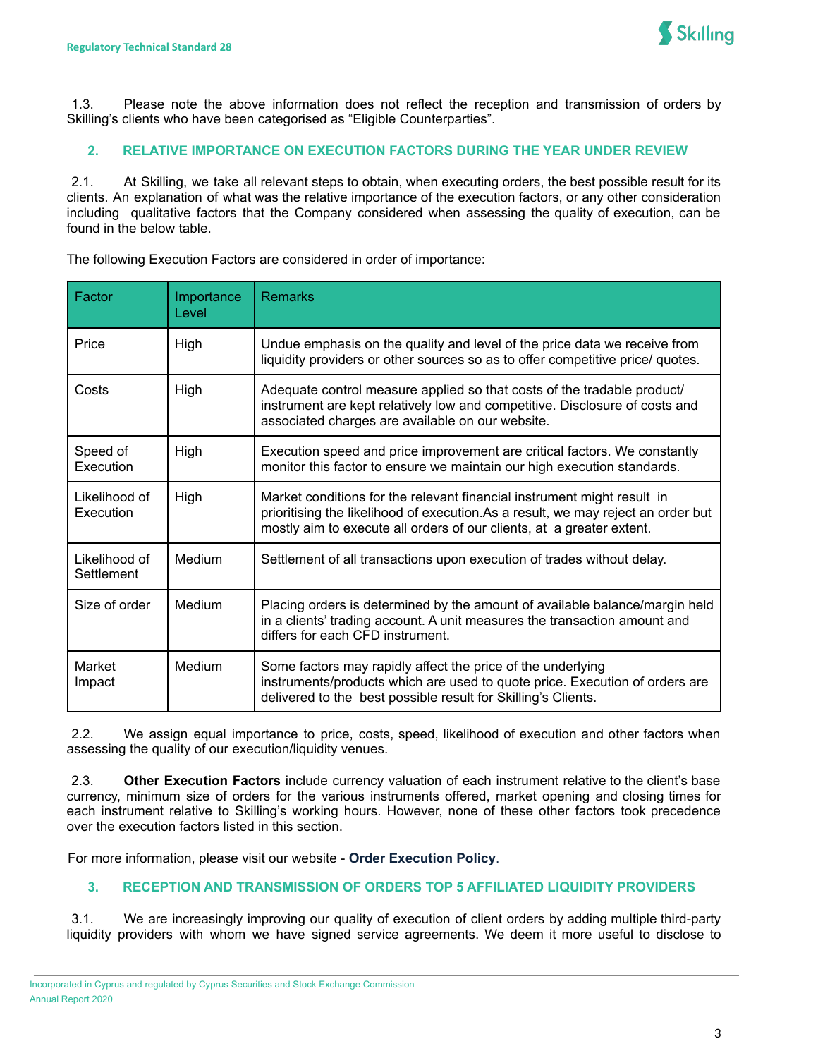1.3. Please note the above information does not reflect the reception and transmission of orders by Skilling's clients who have been categorised as "Eligible Counterparties".

## 2. RELATIVE IMPORTANCE ON EXECUTION FACTORS DURING THE YEAR UNDER REVIEW

2.1. At Skilling, we take all relevant steps to obtain, when executing orders, the best possible result for its clients. An explanation of what was the relative importance of the execution factors, or any other consideration including qualitative factors that the Company considered when assessing the quality of execution, can be found in the below table.

The following Execution Factors are considered in order of importance:

| Factor | Importance Level | Remarks |
|---|---|---|
| Price | High | Undue emphasis on the quality and level of the price data we receive from liquidity providers or other sources so as to offer competitive price/ quotes. |
| Costs | High | Adequate control measure applied so that costs of the tradable product/ instrument are kept relatively low and competitive. Disclosure of costs and associated charges are available on our website. |
| Speed of Execution | High | Execution speed and price improvement are critical factors. We constantly monitor this factor to ensure we maintain our high execution standards. |
| Likelihood of Execution | High | Market conditions for the relevant financial instrument might result in prioritising the likelihood of execution.As a result, we may reject an order but mostly aim to execute all orders of our clients, at a greater extent. |
| Likelihood of Settlement | Medium | Settlement of all transactions upon execution of trades without delay. |
| Size of order | Medium | Placing orders is determined by the amount of available balance/margin held in a clients' trading account. A unit measures the transaction amount and differs for each CFD instrument. |
| Market Impact | Medium | Some factors may rapidly affect the price of the underlying instruments/products which are used to quote price. Execution of orders are delivered to the best possible result for Skilling's Clients. |

2.2. We assign equal importance to price, costs, speed, likelihood of execution and other factors when assessing the quality of our execution/liquidity venues.

2.3. **Other Execution Factors** include currency valuation of each instrument relative to the client's base currency, minimum size of orders for the various instruments offered, market opening and closing times for each instrument relative to Skilling's working hours. However, none of these other factors took precedence over the execution factors listed in this section.

For more information, please visit our website - **Order Execution Policy**.

## 3. RECEPTION AND TRANSMISSION OF ORDERS TOP 5 AFFILIATED LIQUIDITY PROVIDERS

3.1. We are increasingly improving our quality of execution of client orders by adding multiple third-party liquidity providers with whom we have signed service agreements. We deem it more useful to disclose to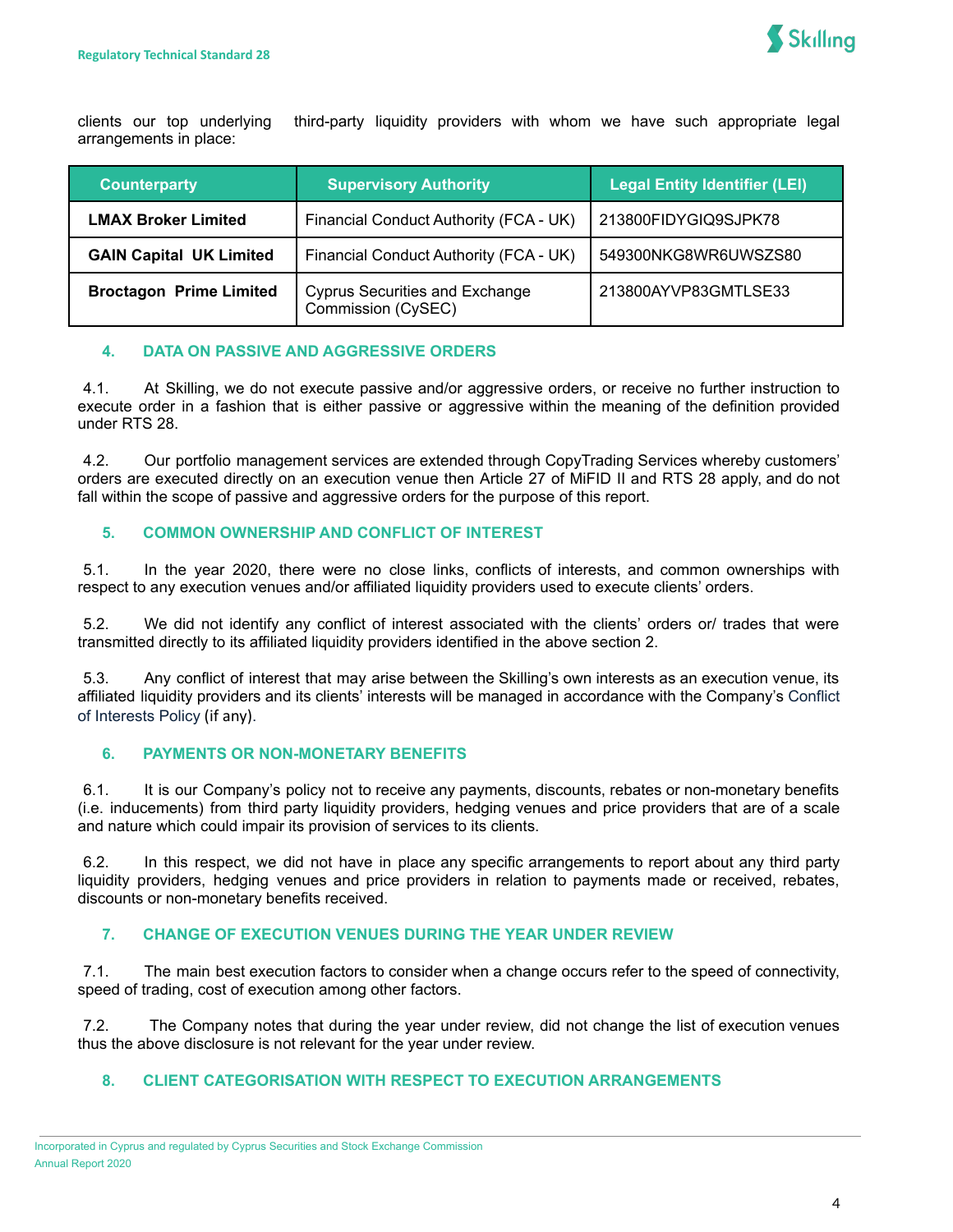clients our top underlying third-party liquidity providers with whom we have such appropriate legal arrangements in place:

| Counterparty | Supervisory Authority | Legal Entity Identifier (LEI) |
|---|---|---|
| **LMAX Broker Limited** | Financial Conduct Authority (FCA - UK) | 213800FIDYGIQ9SJPK78 |
| **GAIN Capital UK Limited** | Financial Conduct Authority (FCA - UK) | 549300NKG8WR6UWSZS80 |
| **Broctagon Prime Limited** | Cyprus Securities and Exchange Commission (CySEC) | 213800AYVP83GMTLSE33 |

## 4. DATA ON PASSIVE AND AGGRESSIVE ORDERS

4.1. At Skilling, we do not execute passive and/or aggressive orders, or receive no further instruction to execute order in a fashion that is either passive or aggressive within the meaning of the definition provided under RTS 28.

4.2. Our portfolio management services are extended through CopyTrading Services whereby customers' orders are executed directly on an execution venue then Article 27 of MiFID II and RTS 28 apply, and do not fall within the scope of passive and aggressive orders for the purpose of this report.

## 5. COMMON OWNERSHIP AND CONFLICT OF INTEREST

5.1. In the year 2020, there were no close links, conflicts of interests, and common ownerships with respect to any execution venues and/or affiliated liquidity providers used to execute clients' orders.

5.2. We did not identify any conflict of interest associated with the clients' orders or/ trades that were transmitted directly to its affiliated liquidity providers identified in the above section 2.

5.3. Any conflict of interest that may arise between the Skilling's own interests as an execution venue, its affiliated liquidity providers and its clients' interests will be managed in accordance with the Company's Conflict of Interests Policy (if any).

## 6. PAYMENTS OR NON-MONETARY BENEFITS

6.1. It is our Company's policy not to receive any payments, discounts, rebates or non-monetary benefits (i.e. inducements) from third party liquidity providers, hedging venues and price providers that are of a scale and nature which could impair its provision of services to its clients.

6.2. In this respect, we did not have in place any specific arrangements to report about any third party liquidity providers, hedging venues and price providers in relation to payments made or received, rebates, discounts or non-monetary benefits received.

## 7. CHANGE OF EXECUTION VENUES DURING THE YEAR UNDER REVIEW

7.1. The main best execution factors to consider when a change occurs refer to the speed of connectivity, speed of trading, cost of execution among other factors.

7.2. The Company notes that during the year under review, did not change the list of execution venues thus the above disclosure is not relevant for the year under review.

## 8. CLIENT CATEGORISATION WITH RESPECT TO EXECUTION ARRANGEMENTS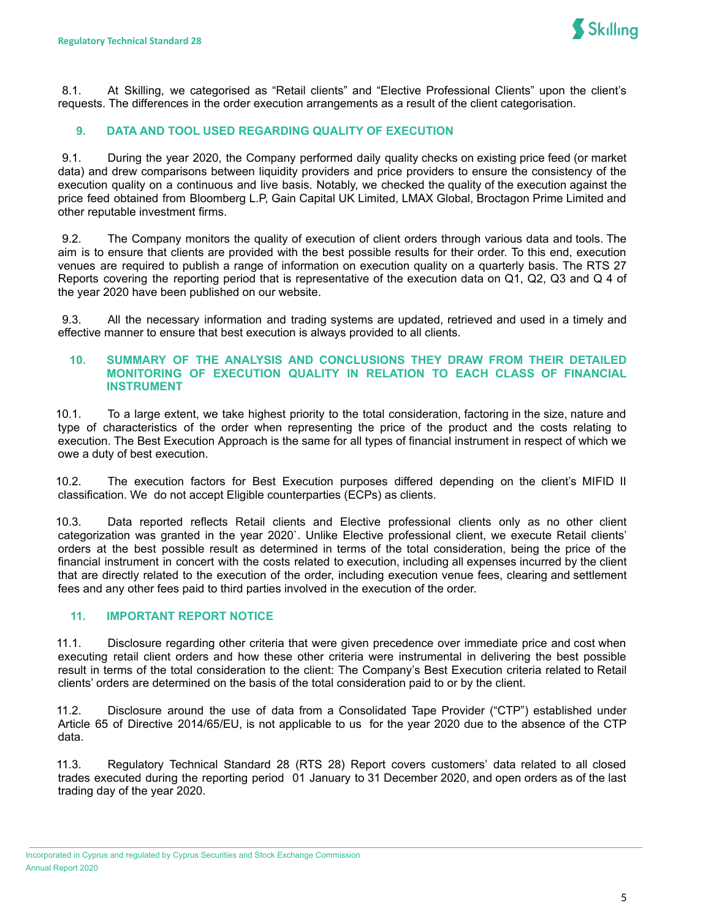8.1. At Skilling, we categorised as "Retail clients" and "Elective Professional Clients" upon the client's requests. The differences in the order execution arrangements as a result of the client categorisation.

## 9. DATA AND TOOL USED REGARDING QUALITY OF EXECUTION

9.1. During the year 2020, the Company performed daily quality checks on existing price feed (or market data) and drew comparisons between liquidity providers and price providers to ensure the consistency of the execution quality on a continuous and live basis. Notably, we checked the quality of the execution against the price feed obtained from Bloomberg L.P, Gain Capital UK Limited, LMAX Global, Broctagon Prime Limited and other reputable investment firms.

9.2. The Company monitors the quality of execution of client orders through various data and tools. The aim is to ensure that clients are provided with the best possible results for their order. To this end, execution venues are required to publish a range of information on execution quality on a quarterly basis. The RTS 27 Reports covering the reporting period that is representative of the execution data on Q1, Q2, Q3 and Q 4 of the year 2020 have been published on our website.

9.3. All the necessary information and trading systems are updated, retrieved and used in a timely and effective manner to ensure that best execution is always provided to all clients.

## 10. SUMMARY OF THE ANALYSIS AND CONCLUSIONS THEY DRAW FROM THEIR DETAILED MONITORING OF EXECUTION QUALITY IN RELATION TO EACH CLASS OF FINANCIAL INSTRUMENT

10.1. To a large extent, we take highest priority to the total consideration, factoring in the size, nature and type of characteristics of the order when representing the price of the product and the costs relating to execution. The Best Execution Approach is the same for all types of financial instrument in respect of which we owe a duty of best execution.

10.2. The execution factors for Best Execution purposes differed depending on the client's MIFID II classification. We do not accept Eligible counterparties (ECPs) as clients.

10.3. Data reported reflects Retail clients and Elective professional clients only as no other client categorization was granted in the year 2020`. Unlike Elective professional client, we execute Retail clients' orders at the best possible result as determined in terms of the total consideration, being the price of the financial instrument in concert with the costs related to execution, including all expenses incurred by the client that are directly related to the execution of the order, including execution venue fees, clearing and settlement fees and any other fees paid to third parties involved in the execution of the order.

## 11. IMPORTANT REPORT NOTICE

11.1. Disclosure regarding other criteria that were given precedence over immediate price and cost when executing retail client orders and how these other criteria were instrumental in delivering the best possible result in terms of the total consideration to the client: The Company's Best Execution criteria related to Retail clients' orders are determined on the basis of the total consideration paid to or by the client.

11.2. Disclosure around the use of data from a Consolidated Tape Provider ("CTP") established under Article 65 of Directive 2014/65/EU, is not applicable to us for the year 2020 due to the absence of the CTP data.

11.3. Regulatory Technical Standard 28 (RTS 28) Report covers customers' data related to all closed trades executed during the reporting period 01 January to 31 December 2020, and open orders as of the last trading day of the year 2020.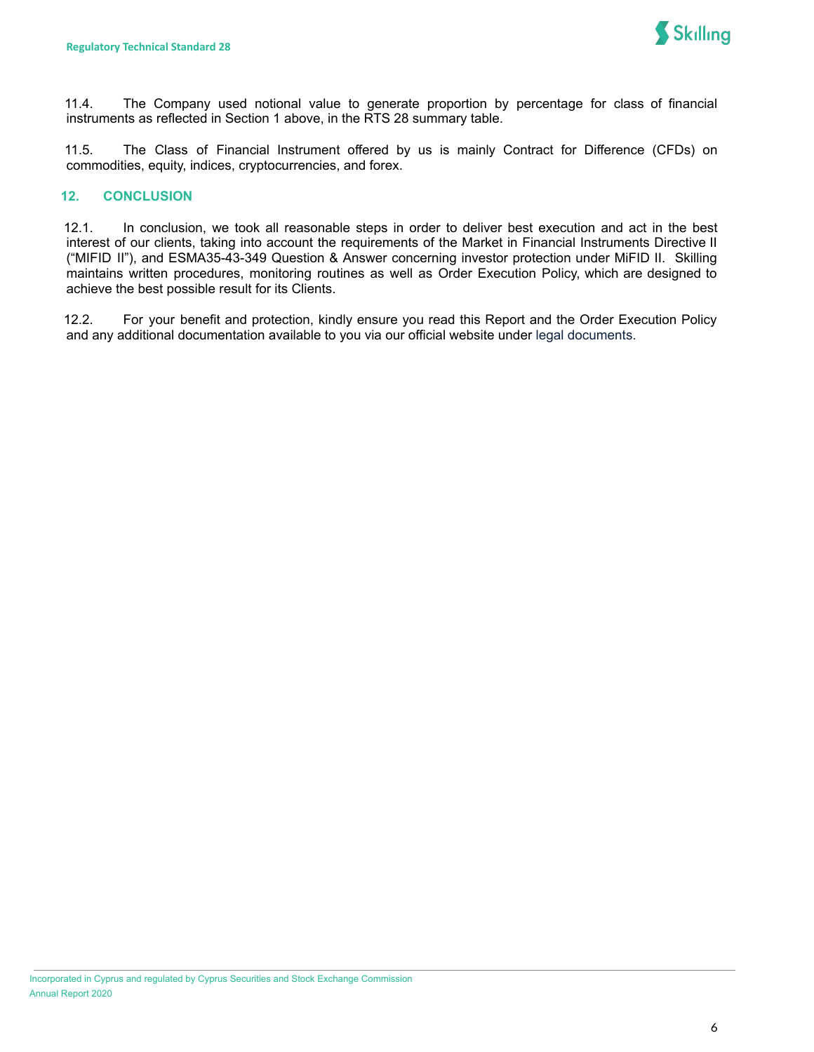11.4. The Company used notional value to generate proportion by percentage for class of financial instruments as reflected in Section 1 above, in the RTS 28 summary table.

11.5. The Class of Financial Instrument offered by us is mainly Contract for Difference (CFDs) on commodities, equity, indices, cryptocurrencies, and forex.

## 12. CONCLUSION

12.1. In conclusion, we took all reasonable steps in order to deliver best execution and act in the best interest of our clients, taking into account the requirements of the Market in Financial Instruments Directive II ("MIFID II"), and ESMA35-43-349 Question & Answer concerning investor protection under MiFID II. Skilling maintains written procedures, monitoring routines as well as Order Execution Policy, which are designed to achieve the best possible result for its Clients.

12.2. For your benefit and protection, kindly ensure you read this Report and the Order Execution Policy and any additional documentation available to you via our official website under legal documents.